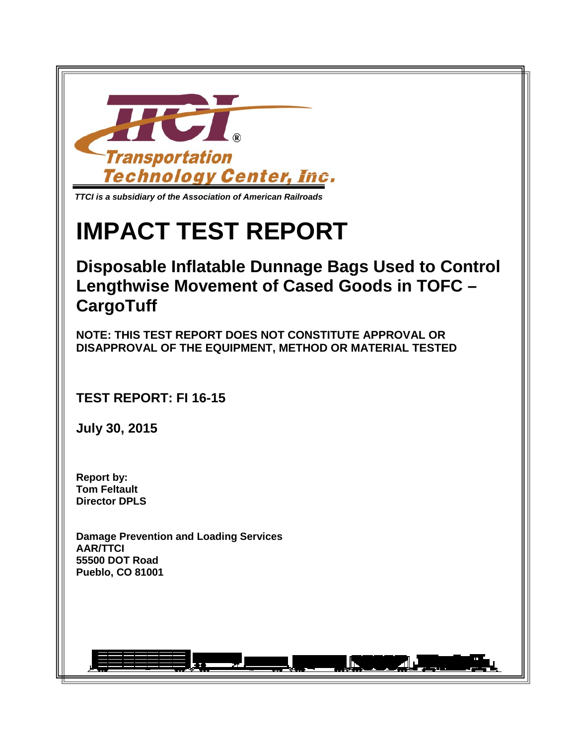Transportation Technology Center, Inc.

*TTCI is a subsidiary of the Association of American Railroads*

# IMPACT TEST REPORT

## Disposable Inflatable Dunnage Bags Used to Control Lengthwise Movement of Cased Goods in TOFC – CargoTuff

**NOTE: THIS TEST REPORT DOES NOT CONSTITUTE APPROVAL OR DISAPPROVAL OF THE EQUIPMENT, METHOD OR MATERIAL TESTED**

**TEST REPORT: FI 16-15**

**July 30, 2015**

**Report by:**
**Tom Feltault**
**Director DPLS**

**Damage Prevention and Loading Services**
**AAR/TTCI**
**55500 DOT Road**
**Pueblo, CO 81001**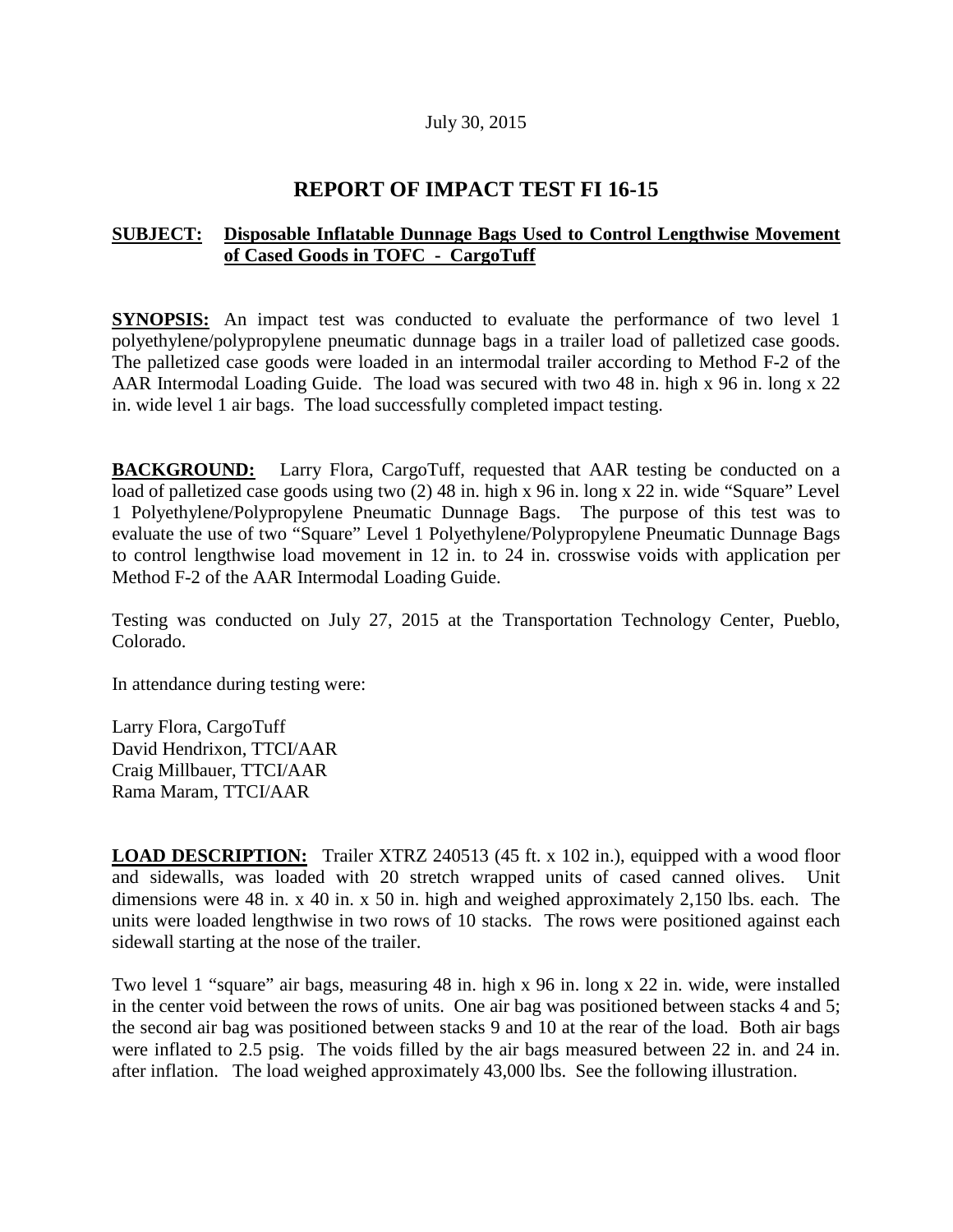July 30, 2015

# REPORT OF IMPACT TEST FI 16-15

**SUBJECT:** **Disposable Inflatable Dunnage Bags Used to Control Lengthwise Movement of Cased Goods in TOFC - CargoTuff**

**SYNOPSIS:** An impact test was conducted to evaluate the performance of two level 1 polyethylene/polypropylene pneumatic dunnage bags in a trailer load of palletized case goods. The palletized case goods were loaded in an intermodal trailer according to Method F-2 of the AAR Intermodal Loading Guide. The load was secured with two 48 in. high x 96 in. long x 22 in. wide level 1 air bags. The load successfully completed impact testing.

**BACKGROUND:** Larry Flora, CargoTuff, requested that AAR testing be conducted on a load of palletized case goods using two (2) 48 in. high x 96 in. long x 22 in. wide "Square" Level 1 Polyethylene/Polypropylene Pneumatic Dunnage Bags. The purpose of this test was to evaluate the use of two "Square" Level 1 Polyethylene/Polypropylene Pneumatic Dunnage Bags to control lengthwise load movement in 12 in. to 24 in. crosswise voids with application per Method F-2 of the AAR Intermodal Loading Guide.

Testing was conducted on July 27, 2015 at the Transportation Technology Center, Pueblo, Colorado.

In attendance during testing were:

Larry Flora, CargoTuff
David Hendrixon, TTCI/AAR
Craig Millbauer, TTCI/AAR
Rama Maram, TTCI/AAR

**LOAD DESCRIPTION:** Trailer XTRZ 240513 (45 ft. x 102 in.), equipped with a wood floor and sidewalls, was loaded with 20 stretch wrapped units of cased canned olives. Unit dimensions were 48 in. x 40 in. x 50 in. high and weighed approximately 2,150 lbs. each. The units were loaded lengthwise in two rows of 10 stacks. The rows were positioned against each sidewall starting at the nose of the trailer.

Two level 1 "square" air bags, measuring 48 in. high x 96 in. long x 22 in. wide, were installed in the center void between the rows of units. One air bag was positioned between stacks 4 and 5; the second air bag was positioned between stacks 9 and 10 at the rear of the load. Both air bags were inflated to 2.5 psig. The voids filled by the air bags measured between 22 in. and 24 in. after inflation. The load weighed approximately 43,000 lbs. See the following illustration.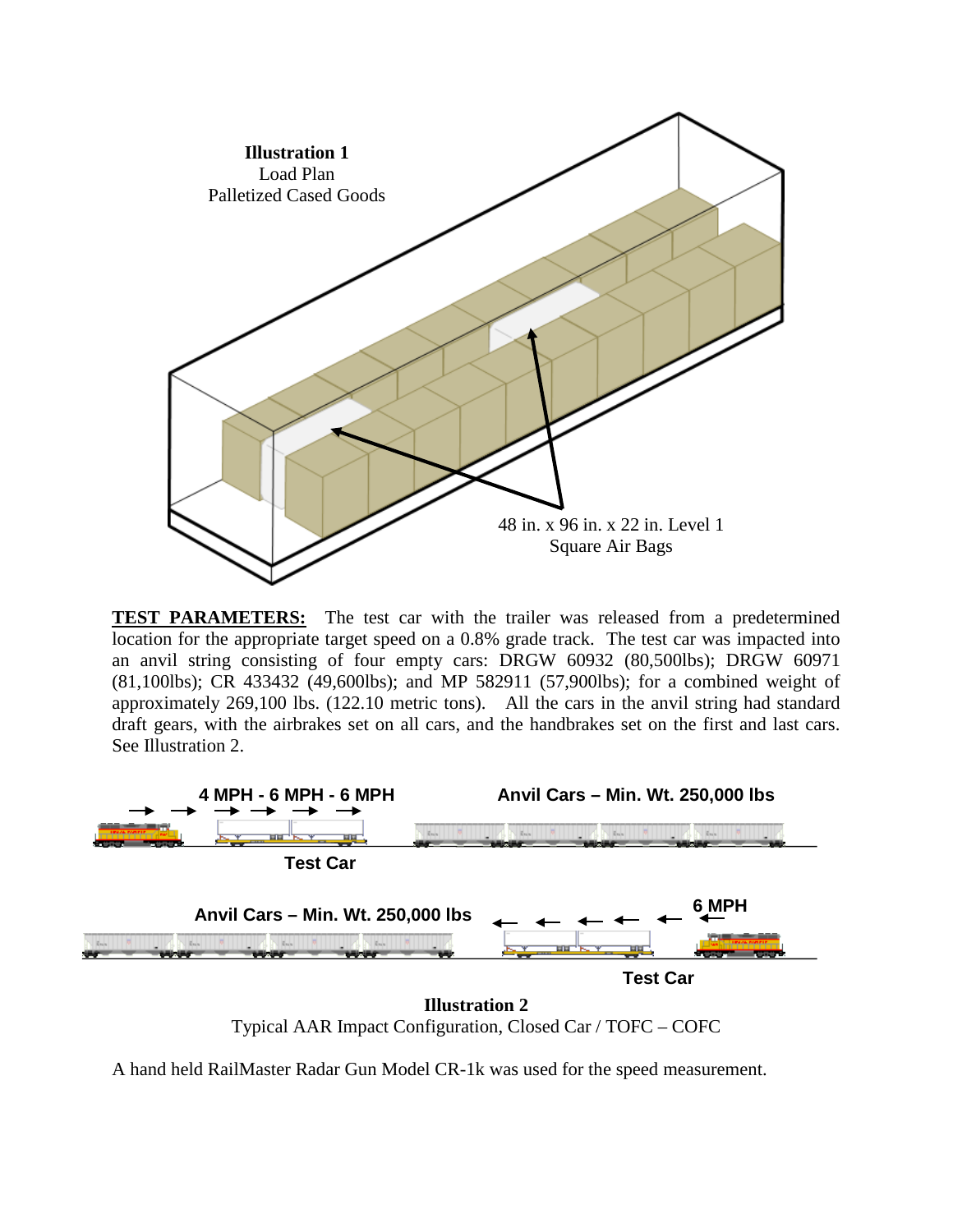**Illustration 1**
Load Plan
Palletized Cased Goods

48 in. x 96 in. x 22 in. Level 1
Square Air Bags

**TEST PARAMETERS:** The test car with the trailer was released from a predetermined location for the appropriate target speed on a 0.8% grade track. The test car was impacted into an anvil string consisting of four empty cars: DRGW 60932 (80,500lbs); DRGW 60971 (81,100lbs); CR 433432 (49,600lbs); and MP 582911 (57,900lbs); for a combined weight of approximately 269,100 lbs. (122.10 metric tons). All the cars in the anvil string had standard draft gears, with the airbrakes set on all cars, and the handbrakes set on the first and last cars. See Illustration 2.

**4 MPH - 6 MPH - 6 MPH** **Anvil Cars – Min. Wt. 250,000 lbs**

**Test Car**

**Anvil Cars – Min. Wt. 250,000 lbs** **6 MPH**

**Test Car**

**Illustration 2**
Typical AAR Impact Configuration, Closed Car / TOFC – COFC

A hand held RailMaster Radar Gun Model CR-1k was used for the speed measurement.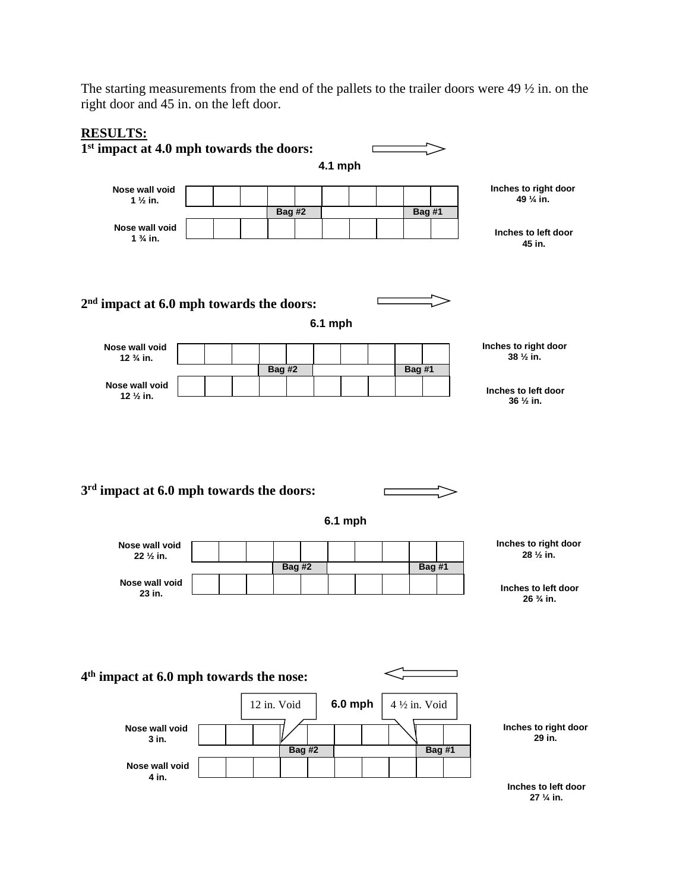The starting measurements from the end of the pallets to the trailer doors were 49 ½ in. on the right door and 45 in. on the left door.

**RESULTS:**

**1st impact at 4.0 mph towards the doors:**

4.1 mph

Nose wall void 1 ½ in.

Bag #2 Bag #1

Nose wall void 1 ¾ in.

Inches to right door 49 ¼ in.

Inches to left door 45 in.

**2nd impact at 6.0 mph towards the doors:**

6.1 mph

Nose wall void 12 ¾ in.

Bag #2 Bag #1

Nose wall void 12 ½ in.

Inches to right door 38 ½ in.

Inches to left door 36 ½ in.

**3rd impact at 6.0 mph towards the doors:**

6.1 mph

Nose wall void 22 ½ in.

Bag #2 Bag #1

Nose wall void 23 in.

Inches to right door 28 ½ in.

Inches to left door 26 ¾ in.

**4th impact at 6.0 mph towards the nose:**

12 in. Void 6.0 mph 4 ½ in. Void

Nose wall void 3 in.

Bag #2 Bag #1

Nose wall void 4 in.

Inches to right door 29 in.

Inches to left door 27 ¼ in.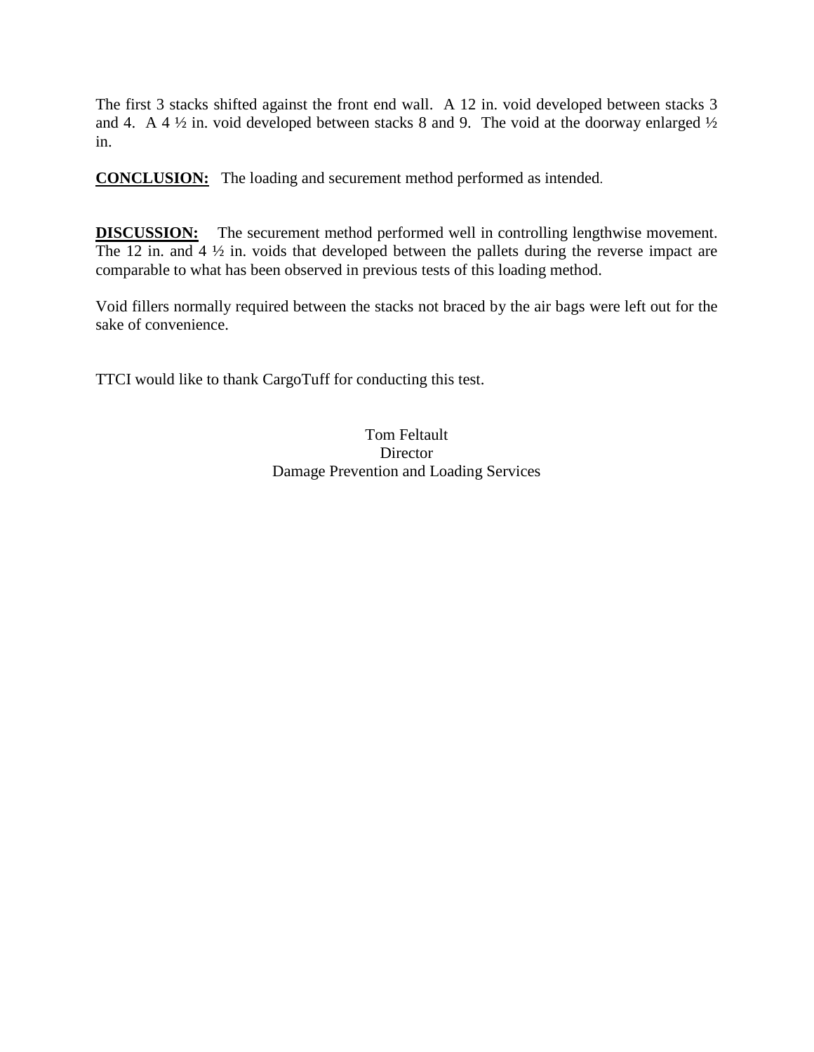The first 3 stacks shifted against the front end wall. A 12 in. void developed between stacks 3 and 4. A 4 ½ in. void developed between stacks 8 and 9. The void at the doorway enlarged ½ in.

**CONCLUSION:** The loading and securement method performed as intended.

**DISCUSSION:** The securement method performed well in controlling lengthwise movement. The 12 in. and 4 ½ in. voids that developed between the pallets during the reverse impact are comparable to what has been observed in previous tests of this loading method.

Void fillers normally required between the stacks not braced by the air bags were left out for the sake of convenience.

TTCI would like to thank CargoTuff for conducting this test.

Tom Feltault
Director
Damage Prevention and Loading Services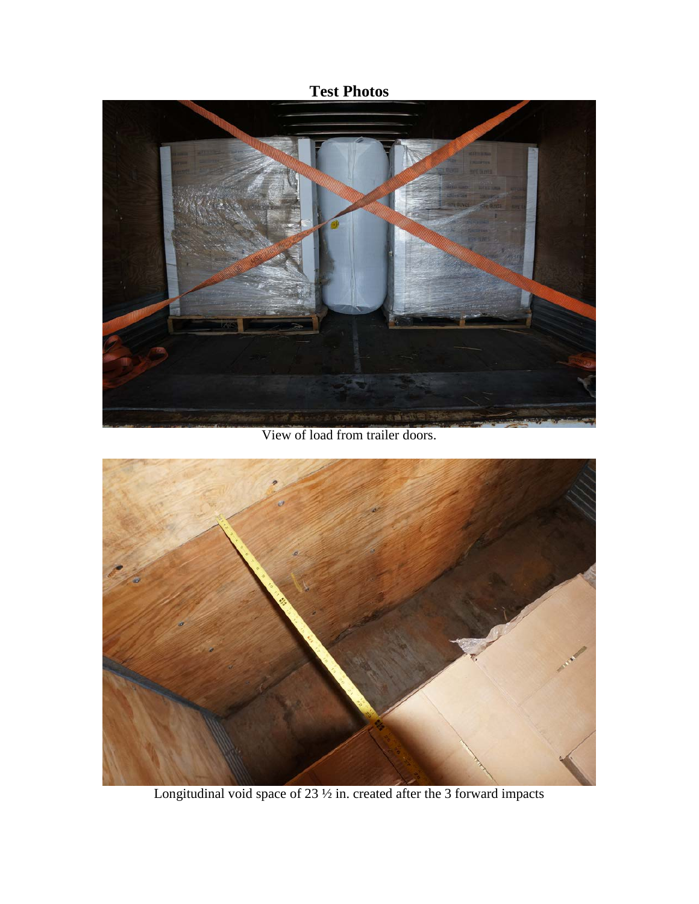**Test Photos**

View of load from trailer doors.

Longitudinal void space of 23 ½ in. created after the 3 forward impacts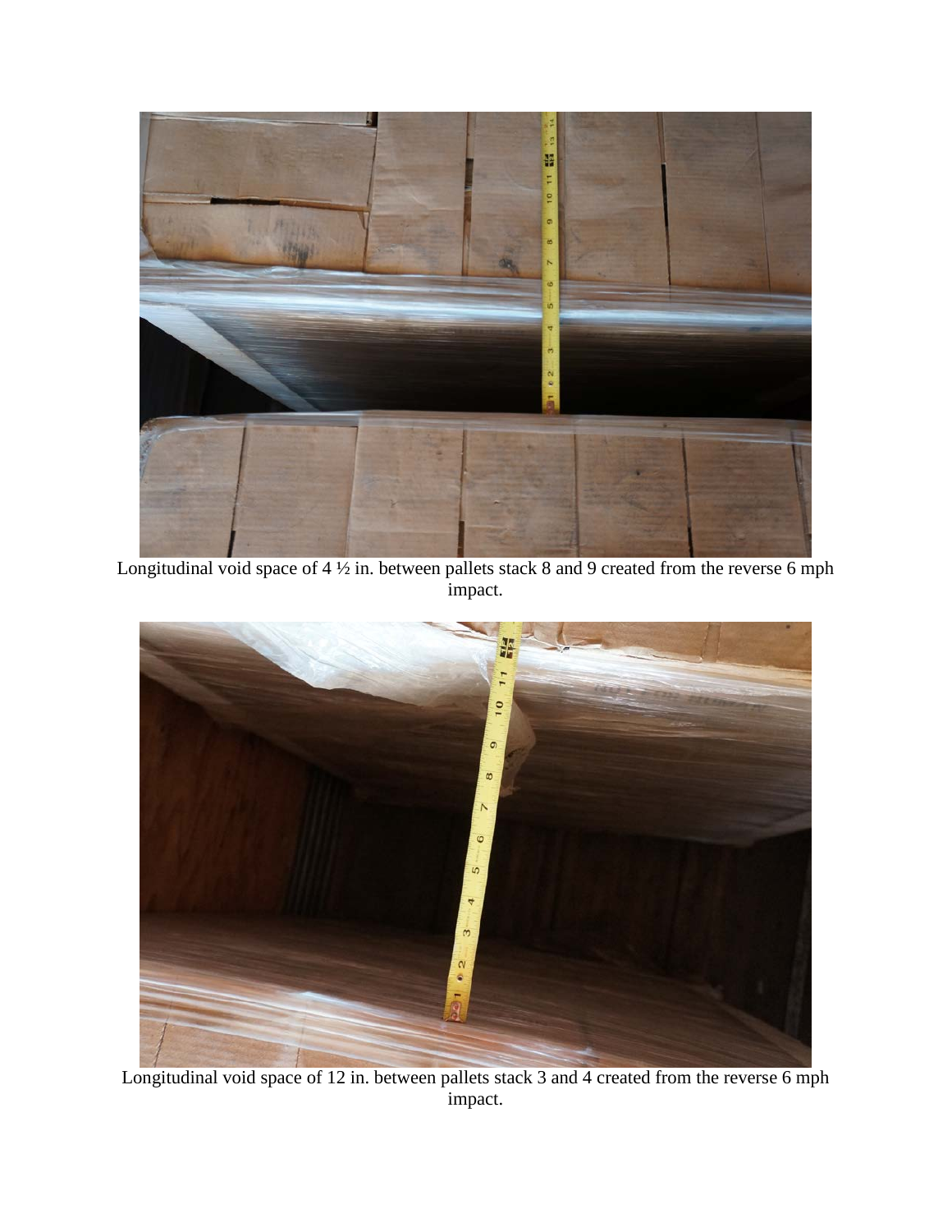Longitudinal void space of 4 ½ in. between pallets stack 8 and 9 created from the reverse 6 mph impact.

Longitudinal void space of 12 in. between pallets stack 3 and 4 created from the reverse 6 mph impact.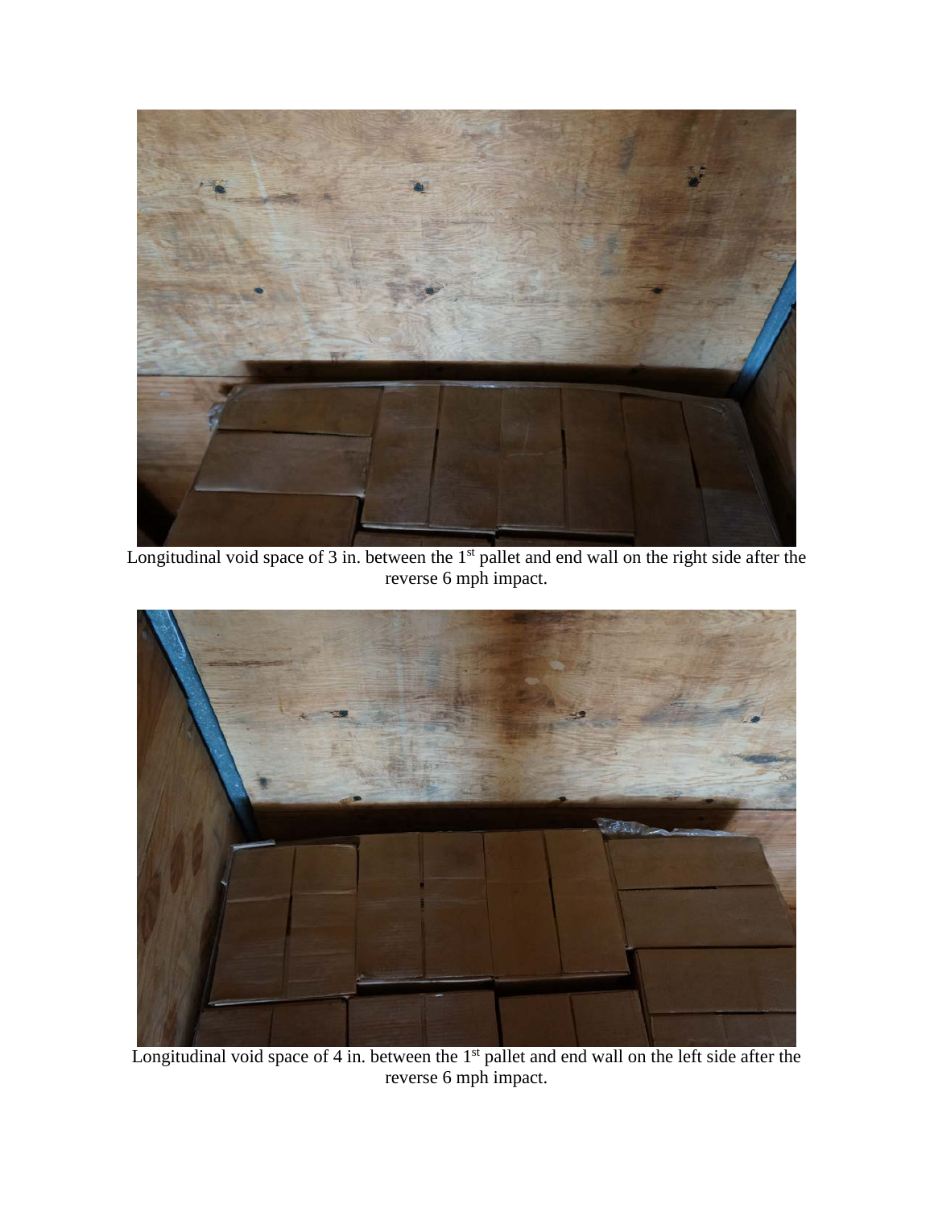Longitudinal void space of 3 in. between the 1st pallet and end wall on the right side after the reverse 6 mph impact.

Longitudinal void space of 4 in. between the 1st pallet and end wall on the left side after the reverse 6 mph impact.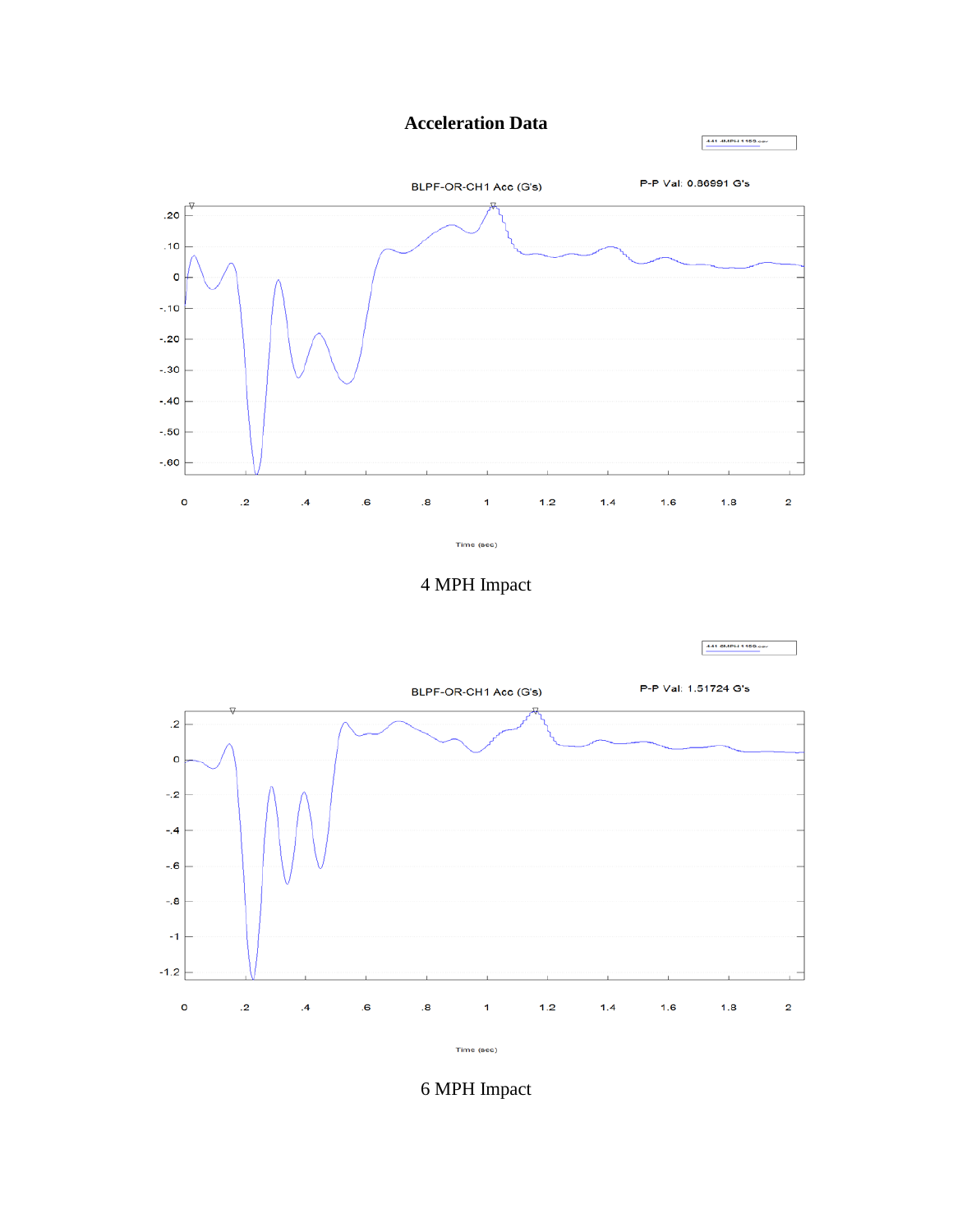# Acceleration Data

BLPF-OR-CH1 Acc (G's)

P-P Val: 0.86991 G's

Time (sec)

4 MPH Impact

BLPF-OR-CH1 Acc (G's)

P-P Val: 1.51724 G's

Time (sec)

6 MPH Impact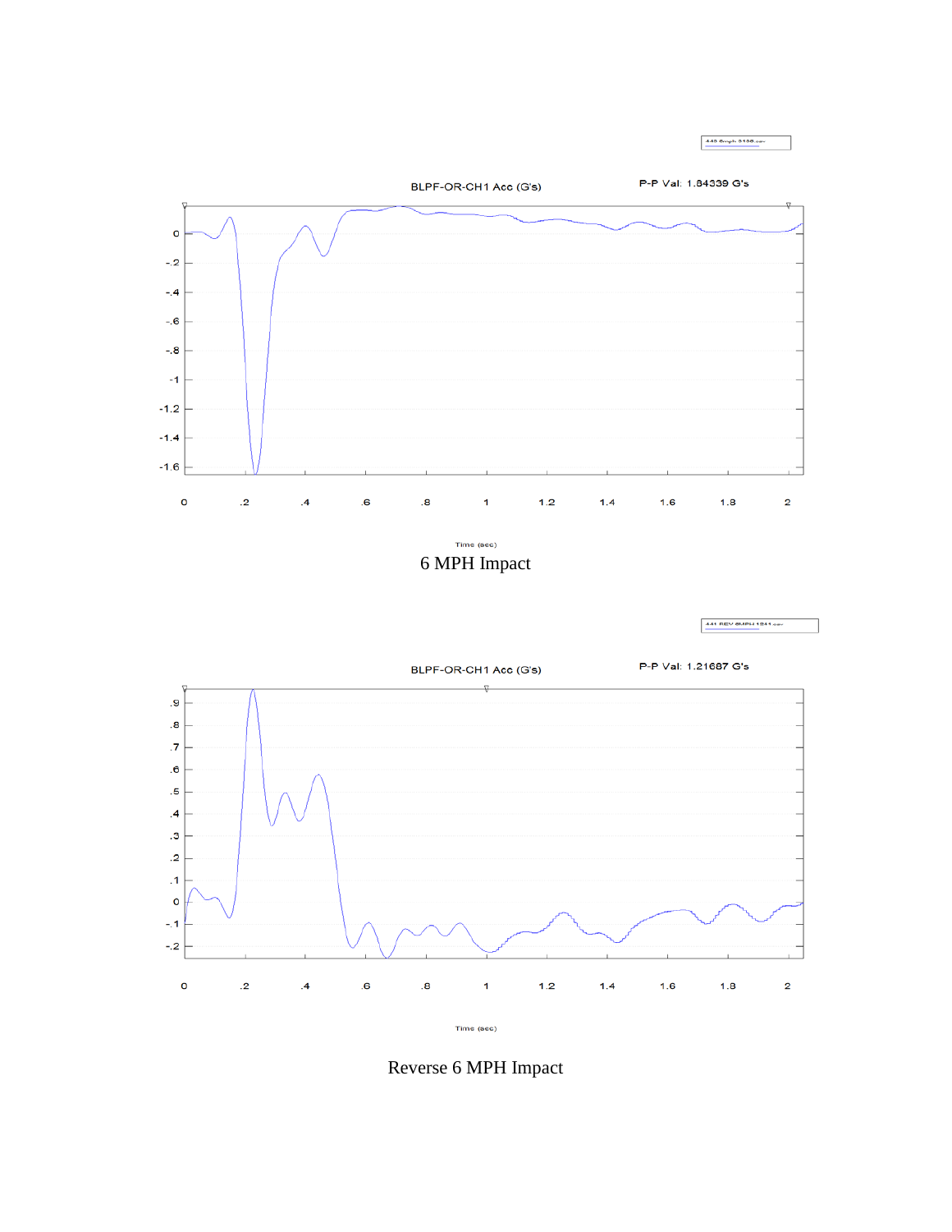440 6mph 3108.csv

BLPF-OR-CH1 Acc (G's)

P-P Val: 1.84339 G's

0
-.2
-.4
-.6
-.8
-1
-1.2
-1.4
-1.6

0 .2 .4 .6 .8 1 1.2 1.4 1.6 1.8 2

Time (sec)

6 MPH Impact

441 REV 6MPH 1241.csv

BLPF-OR-CH1 Acc (G's)

P-P Val: 1.21687 G's

.9
.8
.7
.6
.5
.4
.3
.2
.1
0
-.1
-.2

0 .2 .4 .6 .8 1 1.2 1.4 1.6 1.8 2

Time (sec)

Reverse 6 MPH Impact